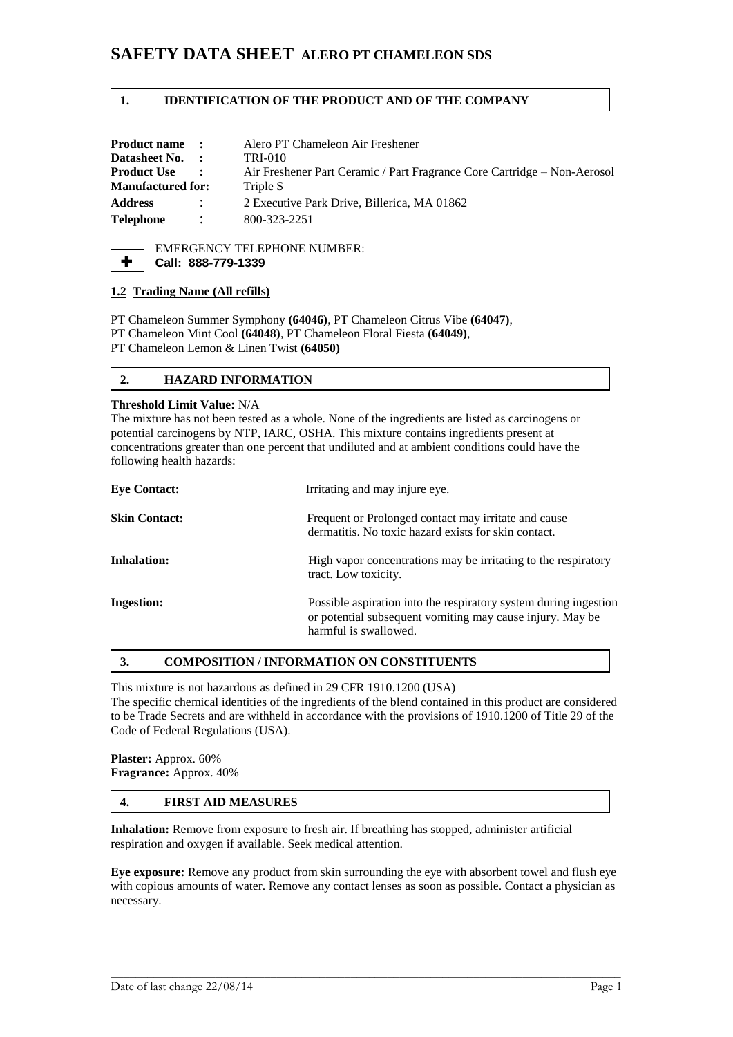# SAFETY DATA SHEET ALERO PT CHAMELEON SDS

## 1. IDENTIFICATION OF THE PRODUCT AND OF THE COMPANY

| | |
|---|---|
| **Product name :** | Alero PT Chameleon Air Freshener |
| **Datasheet No. :** | TRI-010 |
| **Product Use :** | Air Freshener Part Ceramic / Part Fragrance Core Cartridge – Non-Aerosol |
| **Manufactured for:** | Triple S |
| **Address :** | 2 Executive Park Drive, Billerica, MA 01862 |
| **Telephone :** | 800-323-2251 |

EMERGENCY TELEPHONE NUMBER:
**Call: 888-779-1339**

### 1.2 Trading Name (All refills)

PT Chameleon Summer Symphony **(64046)**, PT Chameleon Citrus Vibe **(64047)**,
PT Chameleon Mint Cool **(64048)**, PT Chameleon Floral Fiesta **(64049)**,
PT Chameleon Lemon & Linen Twist **(64050)**

## 2. HAZARD INFORMATION

**Threshold Limit Value:** N/A

The mixture has not been tested as a whole. None of the ingredients are listed as carcinogens or potential carcinogens by NTP, IARC, OSHA. This mixture contains ingredients present at concentrations greater than one percent that undiluted and at ambient conditions could have the following health hazards:

| | |
|---|---|
| **Eye Contact:** | Irritating and may injure eye. |
| **Skin Contact:** | Frequent or Prolonged contact may irritate and cause dermatitis. No toxic hazard exists for skin contact. |
| **Inhalation:** | High vapor concentrations may be irritating to the respiratory tract. Low toxicity. |
| **Ingestion:** | Possible aspiration into the respiratory system during ingestion or potential subsequent vomiting may cause injury. May be harmful is swallowed. |

## 3. COMPOSITION / INFORMATION ON CONSTITUENTS

This mixture is not hazardous as defined in 29 CFR 1910.1200 (USA)
The specific chemical identities of the ingredients of the blend contained in this product are considered to be Trade Secrets and are withheld in accordance with the provisions of 1910.1200 of Title 29 of the Code of Federal Regulations (USA).

**Plaster:** Approx. 60%
**Fragrance:** Approx. 40%

## 4. FIRST AID MEASURES

**Inhalation:** Remove from exposure to fresh air. If breathing has stopped, administer artificial respiration and oxygen if available. Seek medical attention.

**Eye exposure:** Remove any product from skin surrounding the eye with absorbent towel and flush eye with copious amounts of water. Remove any contact lenses as soon as possible. Contact a physician as necessary.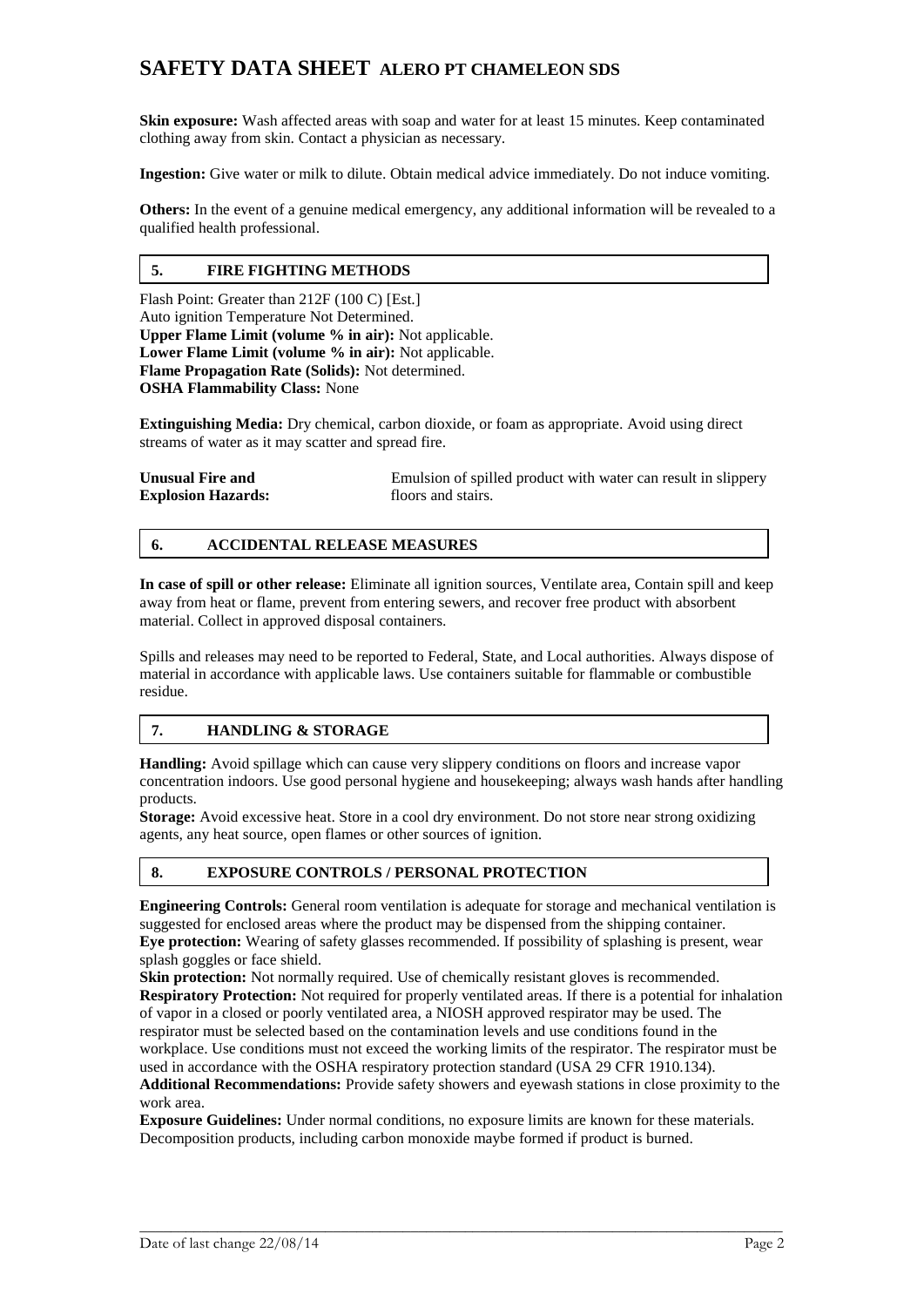**Skin exposure:** Wash affected areas with soap and water for at least 15 minutes. Keep contaminated clothing away from skin. Contact a physician as necessary.

**Ingestion:** Give water or milk to dilute. Obtain medical advice immediately. Do not induce vomiting.

**Others:** In the event of a genuine medical emergency, any additional information will be revealed to a qualified health professional.

## 5. FIRE FIGHTING METHODS

Flash Point: Greater than 212F (100 C) [Est.]
Auto ignition Temperature Not Determined.
**Upper Flame Limit (volume % in air):** Not applicable.
**Lower Flame Limit (volume % in air):** Not applicable.
**Flame Propagation Rate (Solids):** Not determined.
**OSHA Flammability Class:** None

**Extinguishing Media:** Dry chemical, carbon dioxide, or foam as appropriate. Avoid using direct streams of water as it may scatter and spread fire.

**Unusual Fire and Explosion Hazards:** Emulsion of spilled product with water can result in slippery floors and stairs.

## 6. ACCIDENTAL RELEASE MEASURES

**In case of spill or other release:** Eliminate all ignition sources, Ventilate area, Contain spill and keep away from heat or flame, prevent from entering sewers, and recover free product with absorbent material. Collect in approved disposal containers.

Spills and releases may need to be reported to Federal, State, and Local authorities. Always dispose of material in accordance with applicable laws. Use containers suitable for flammable or combustible residue.

## 7. HANDLING & STORAGE

**Handling:** Avoid spillage which can cause very slippery conditions on floors and increase vapor concentration indoors. Use good personal hygiene and housekeeping; always wash hands after handling products.
**Storage:** Avoid excessive heat. Store in a cool dry environment. Do not store near strong oxidizing agents, any heat source, open flames or other sources of ignition.

## 8. EXPOSURE CONTROLS / PERSONAL PROTECTION

**Engineering Controls:** General room ventilation is adequate for storage and mechanical ventilation is suggested for enclosed areas where the product may be dispensed from the shipping container.
**Eye protection:** Wearing of safety glasses recommended. If possibility of splashing is present, wear splash goggles or face shield.
**Skin protection:** Not normally required. Use of chemically resistant gloves is recommended.
**Respiratory Protection:** Not required for properly ventilated areas. If there is a potential for inhalation of vapor in a closed or poorly ventilated area, a NIOSH approved respirator may be used. The respirator must be selected based on the contamination levels and use conditions found in the workplace. Use conditions must not exceed the working limits of the respirator. The respirator must be used in accordance with the OSHA respiratory protection standard (USA 29 CFR 1910.134).
**Additional Recommendations:** Provide safety showers and eyewash stations in close proximity to the work area.
**Exposure Guidelines:** Under normal conditions, no exposure limits are known for these materials. Decomposition products, including carbon monoxide maybe formed if product is burned.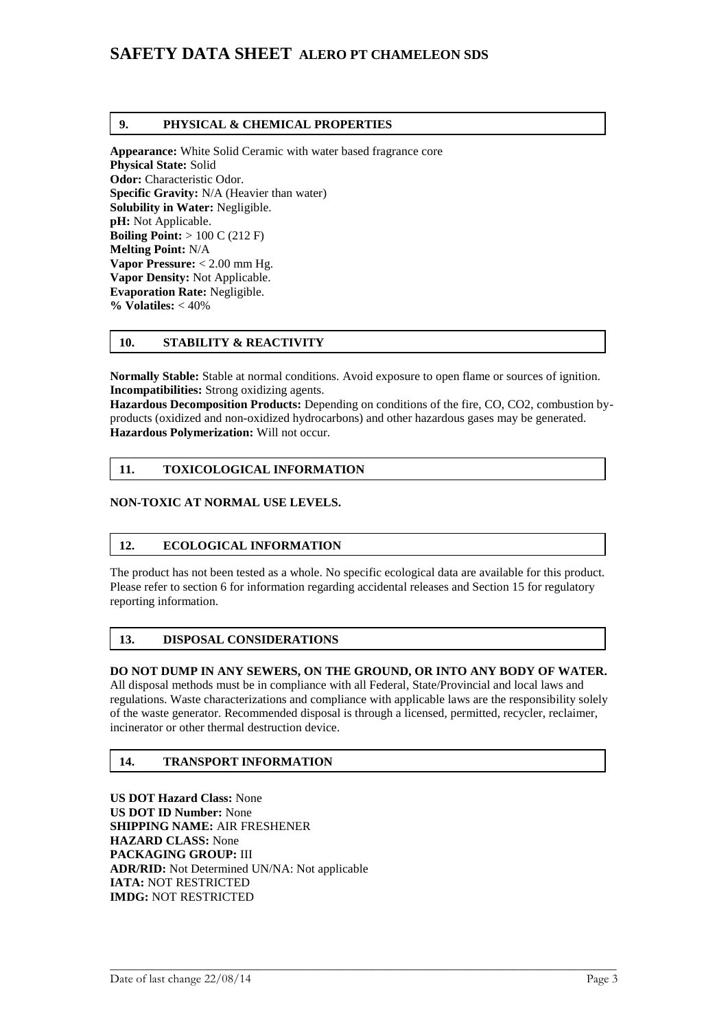## 9. PHYSICAL & CHEMICAL PROPERTIES

**Appearance:** White Solid Ceramic with water based fragrance core
**Physical State:** Solid
**Odor:** Characteristic Odor.
**Specific Gravity:** N/A (Heavier than water)
**Solubility in Water:** Negligible.
**pH:** Not Applicable.
**Boiling Point:** > 100 C (212 F)
**Melting Point:** N/A
**Vapor Pressure:** < 2.00 mm Hg.
**Vapor Density:** Not Applicable.
**Evaporation Rate:** Negligible.
**% Volatiles:** < 40%

## 10. STABILITY & REACTIVITY

**Normally Stable:** Stable at normal conditions. Avoid exposure to open flame or sources of ignition.
**Incompatibilities:** Strong oxidizing agents.
**Hazardous Decomposition Products:** Depending on conditions of the fire, CO, $CO_2$, combustion by-products (oxidized and non-oxidized hydrocarbons) and other hazardous gases may be generated.
**Hazardous Polymerization:** Will not occur.

## 11. TOXICOLOGICAL INFORMATION

**NON-TOXIC AT NORMAL USE LEVELS.**

## 12. ECOLOGICAL INFORMATION

The product has not been tested as a whole. No specific ecological data are available for this product. Please refer to section 6 for information regarding accidental releases and Section 15 for regulatory reporting information.

## 13. DISPOSAL CONSIDERATIONS

**DO NOT DUMP IN ANY SEWERS, ON THE GROUND, OR INTO ANY BODY OF WATER.**
All disposal methods must be in compliance with all Federal, State/Provincial and local laws and regulations. Waste characterizations and compliance with applicable laws are the responsibility solely of the waste generator. Recommended disposal is through a licensed, permitted, recycler, reclaimer, incinerator or other thermal destruction device.

## 14. TRANSPORT INFORMATION

**US DOT Hazard Class:** None
**US DOT ID Number:** None
**SHIPPING NAME:** AIR FRESHENER
**HAZARD CLASS:** None
**PACKAGING GROUP:** III
**ADR/RID:** Not Determined UN/NA: Not applicable
**IATA:** NOT RESTRICTED
**IMDG:** NOT RESTRICTED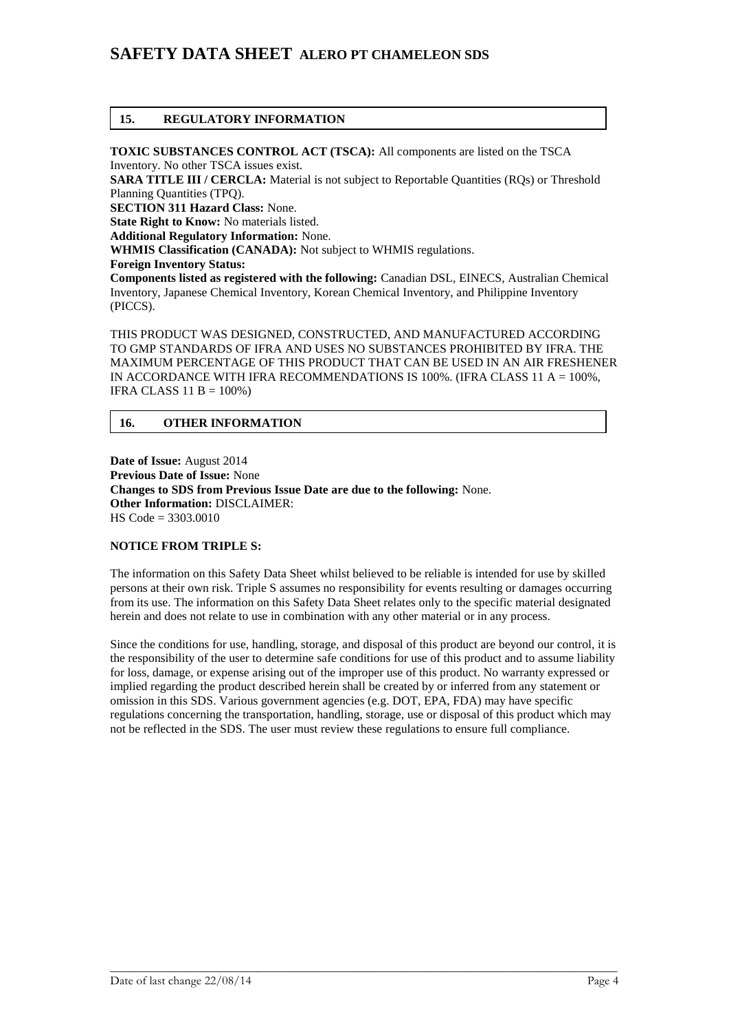## 15. REGULATORY INFORMATION

**TOXIC SUBSTANCES CONTROL ACT (TSCA):** All components are listed on the TSCA Inventory. No other TSCA issues exist.
**SARA TITLE III / CERCLA:** Material is not subject to Reportable Quantities (RQs) or Threshold Planning Quantities (TPQ).
**SECTION 311 Hazard Class:** None.
**State Right to Know:** No materials listed.
**Additional Regulatory Information:** None.
**WHMIS Classification (CANADA):** Not subject to WHMIS regulations.
**Foreign Inventory Status:**
**Components listed as registered with the following:** Canadian DSL, EINECS, Australian Chemical Inventory, Japanese Chemical Inventory, Korean Chemical Inventory, and Philippine Inventory (PICCS).

THIS PRODUCT WAS DESIGNED, CONSTRUCTED, AND MANUFACTURED ACCORDING TO GMP STANDARDS OF IFRA AND USES NO SUBSTANCES PROHIBITED BY IFRA. THE MAXIMUM PERCENTAGE OF THIS PRODUCT THAT CAN BE USED IN AN AIR FRESHENER IN ACCORDANCE WITH IFRA RECOMMENDATIONS IS 100%. (IFRA CLASS 11 A = 100%, IFRA CLASS 11 B = 100%)

## 16. OTHER INFORMATION

**Date of Issue:** August 2014
**Previous Date of Issue:** None
**Changes to SDS from Previous Issue Date are due to the following:** None.
**Other Information:** DISCLAIMER:
HS Code = 3303.0010

**NOTICE FROM TRIPLE S:**

The information on this Safety Data Sheet whilst believed to be reliable is intended for use by skilled persons at their own risk. Triple S assumes no responsibility for events resulting or damages occurring from its use. The information on this Safety Data Sheet relates only to the specific material designated herein and does not relate to use in combination with any other material or in any process.

Since the conditions for use, handling, storage, and disposal of this product are beyond our control, it is the responsibility of the user to determine safe conditions for use of this product and to assume liability for loss, damage, or expense arising out of the improper use of this product. No warranty expressed or implied regarding the product described herein shall be created by or inferred from any statement or omission in this SDS. Various government agencies (e.g. DOT, EPA, FDA) may have specific regulations concerning the transportation, handling, storage, use or disposal of this product which may not be reflected in the SDS. The user must review these regulations to ensure full compliance.